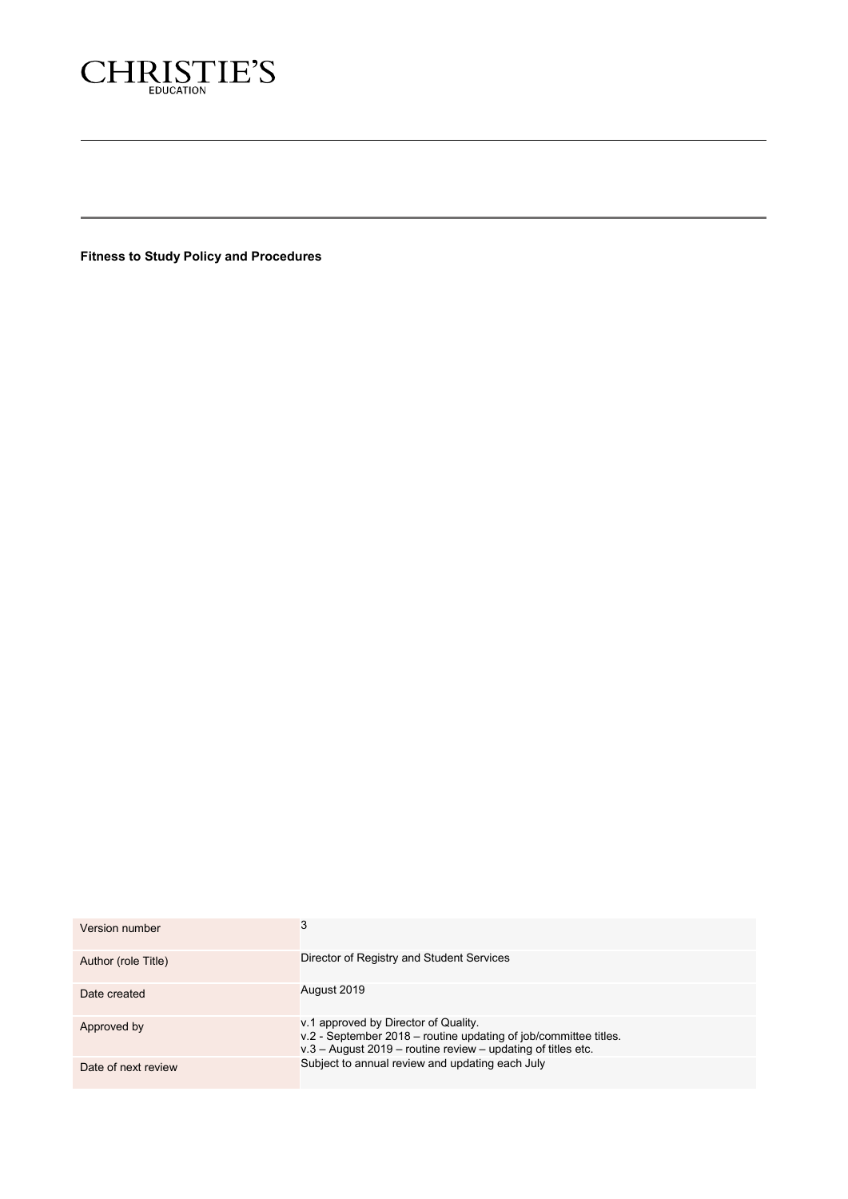CHRISTIE'S
EDUCATION

**Fitness to Study Policy and Procedures**

| Version number | 3 |
|---|---|
| Author (role Title) | Director of Registry and Student Services |
| Date created | August 2019 |
| Approved by | v.1 approved by Director of Quality.<br>v.2 - September 2018 – routine updating of job/committee titles.<br>v.3 – August 2019 – routine review – updating of titles etc. |
| Date of next review | Subject to annual review and updating each July |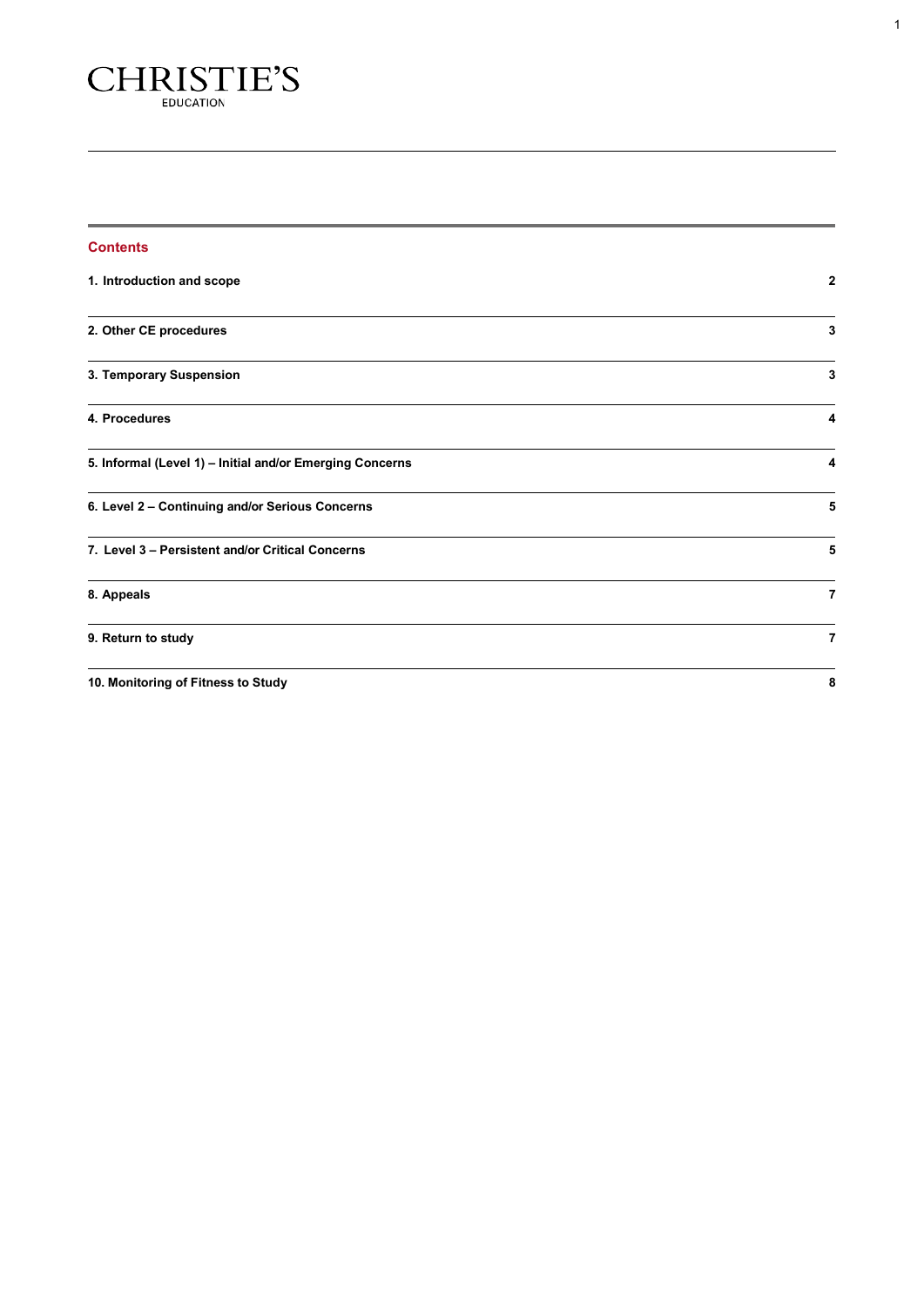CHRISTIE'S

EDUCATION

## Contents

| | |
|---|---|
| 1. Introduction and scope | 2 |
| 2. Other CE procedures | 3 |
| 3. Temporary Suspension | 3 |
| 4. Procedures | 4 |
| 5. Informal (Level 1) – Initial and/or Emerging Concerns | 4 |
| 6. Level 2 – Continuing and/or Serious Concerns | 5 |
| 7. Level 3 – Persistent and/or Critical Concerns | 5 |
| 8. Appeals | 7 |
| 9. Return to study | 7 |
| 10. Monitoring of Fitness to Study | 8 |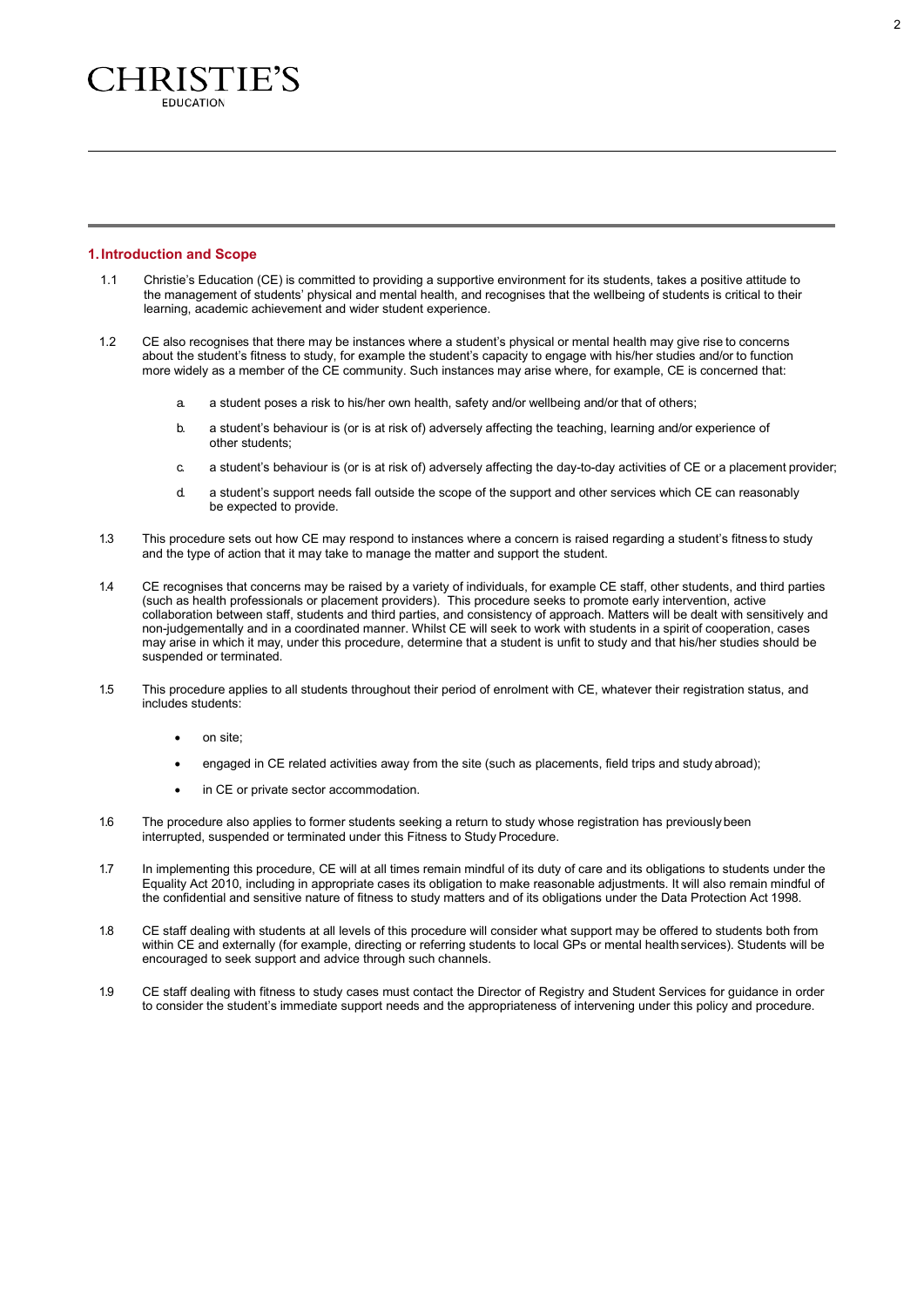## 1. Introduction and Scope

1.1 Christie's Education (CE) is committed to providing a supportive environment for its students, takes a positive attitude to the management of students' physical and mental health, and recognises that the wellbeing of students is critical to their learning, academic achievement and wider student experience.

1.2 CE also recognises that there may be instances where a student's physical or mental health may give rise to concerns about the student's fitness to study, for example the student's capacity to engage with his/her studies and/or to function more widely as a member of the CE community. Such instances may arise where, for example, CE is concerned that:

a. a student poses a risk to his/her own health, safety and/or wellbeing and/or that of others;

b. a student's behaviour is (or is at risk of) adversely affecting the teaching, learning and/or experience of other students;

c. a student's behaviour is (or is at risk of) adversely affecting the day-to-day activities of CE or a placement provider;

d. a student's support needs fall outside the scope of the support and other services which CE can reasonably be expected to provide.

1.3 This procedure sets out how CE may respond to instances where a concern is raised regarding a student's fitness to study and the type of action that it may take to manage the matter and support the student.

1.4 CE recognises that concerns may be raised by a variety of individuals, for example CE staff, other students, and third parties (such as health professionals or placement providers). This procedure seeks to promote early intervention, active collaboration between staff, students and third parties, and consistency of approach. Matters will be dealt with sensitively and non-judgementally and in a coordinated manner. Whilst CE will seek to work with students in a spirit of cooperation, cases may arise in which it may, under this procedure, determine that a student is unfit to study and that his/her studies should be suspended or terminated.

1.5 This procedure applies to all students throughout their period of enrolment with CE, whatever their registration status, and includes students:

- on site;
- engaged in CE related activities away from the site (such as placements, field trips and study abroad);
- in CE or private sector accommodation.

1.6 The procedure also applies to former students seeking a return to study whose registration has previously been interrupted, suspended or terminated under this Fitness to Study Procedure.

1.7 In implementing this procedure, CE will at all times remain mindful of its duty of care and its obligations to students under the Equality Act 2010, including in appropriate cases its obligation to make reasonable adjustments. It will also remain mindful of the confidential and sensitive nature of fitness to study matters and of its obligations under the Data Protection Act 1998.

1.8 CE staff dealing with students at all levels of this procedure will consider what support may be offered to students both from within CE and externally (for example, directing or referring students to local GPs or mental health services). Students will be encouraged to seek support and advice through such channels.

1.9 CE staff dealing with fitness to study cases must contact the Director of Registry and Student Services for guidance in order to consider the student's immediate support needs and the appropriateness of intervening under this policy and procedure.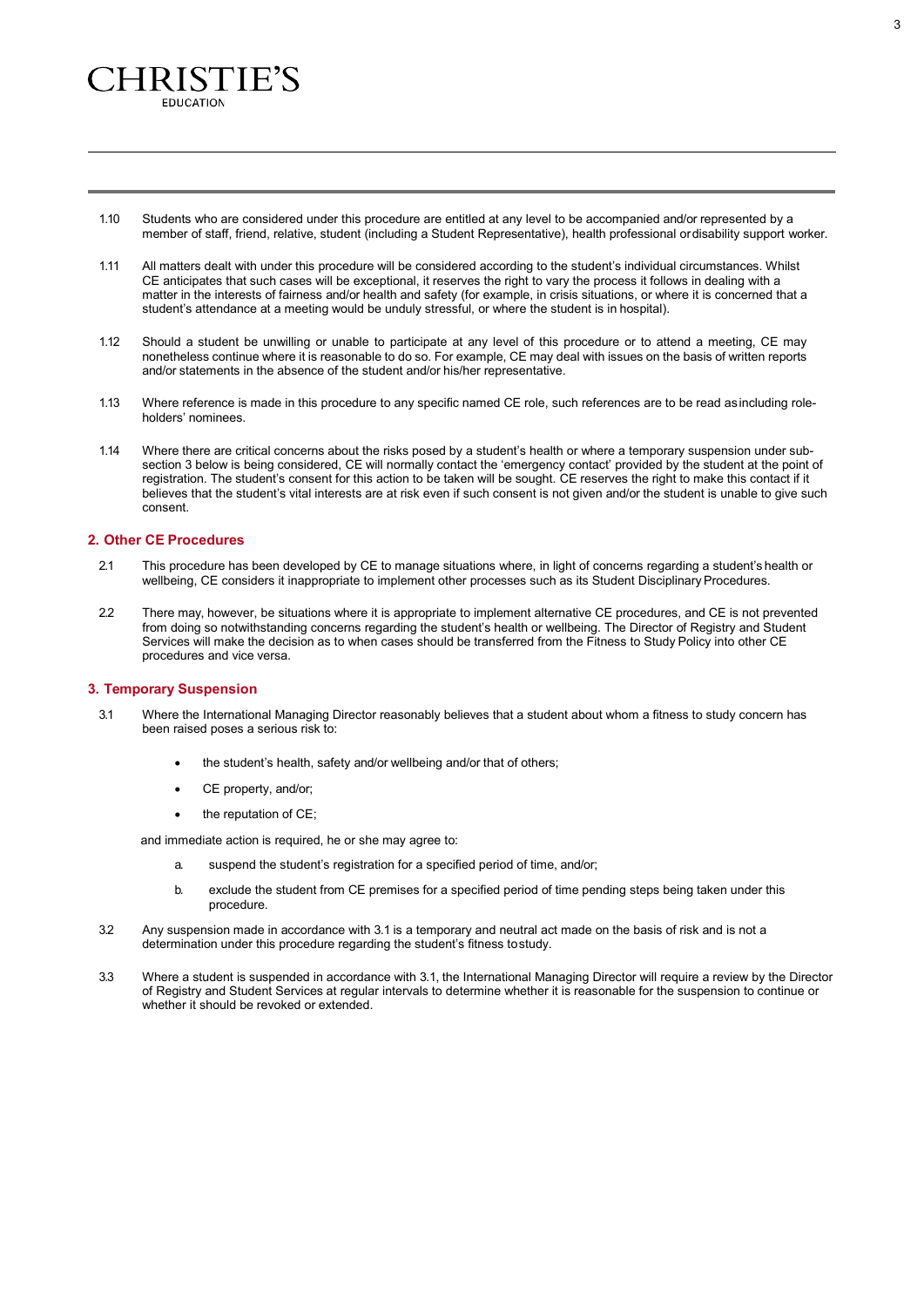1.10 Students who are considered under this procedure are entitled at any level to be accompanied and/or represented by a member of staff, friend, relative, student (including a Student Representative), health professional or disability support worker.

1.11 All matters dealt with under this procedure will be considered according to the student's individual circumstances. Whilst CE anticipates that such cases will be exceptional, it reserves the right to vary the process it follows in dealing with a matter in the interests of fairness and/or health and safety (for example, in crisis situations, or where it is concerned that a student's attendance at a meeting would be unduly stressful, or where the student is in hospital).

1.12 Should a student be unwilling or unable to participate at any level of this procedure or to attend a meeting, CE may nonetheless continue where it is reasonable to do so. For example, CE may deal with issues on the basis of written reports and/or statements in the absence of the student and/or his/her representative.

1.13 Where reference is made in this procedure to any specific named CE role, such references are to be read as including role-holders' nominees.

1.14 Where there are critical concerns about the risks posed by a student's health or where a temporary suspension under sub-section 3 below is being considered, CE will normally contact the 'emergency contact' provided by the student at the point of registration. The student's consent for this action to be taken will be sought. CE reserves the right to make this contact if it believes that the student's vital interests are at risk even if such consent is not given and/or the student is unable to give such consent.

## 2. Other CE Procedures

2.1 This procedure has been developed by CE to manage situations where, in light of concerns regarding a student's health or wellbeing, CE considers it inappropriate to implement other processes such as its Student Disciplinary Procedures.

2.2 There may, however, be situations where it is appropriate to implement alternative CE procedures, and CE is not prevented from doing so notwithstanding concerns regarding the student's health or wellbeing. The Director of Registry and Student Services will make the decision as to when cases should be transferred from the Fitness to Study Policy into other CE procedures and vice versa.

## 3. Temporary Suspension

3.1 Where the International Managing Director reasonably believes that a student about whom a fitness to study concern has been raised poses a serious risk to:

- the student's health, safety and/or wellbeing and/or that of others;
- CE property, and/or;
- the reputation of CE;

and immediate action is required, he or she may agree to:

a. suspend the student's registration for a specified period of time, and/or;

b. exclude the student from CE premises for a specified period of time pending steps being taken under this procedure.

3.2 Any suspension made in accordance with 3.1 is a temporary and neutral act made on the basis of risk and is not a determination under this procedure regarding the student's fitness to study.

3.3 Where a student is suspended in accordance with 3.1, the International Managing Director will require a review by the Director of Registry and Student Services at regular intervals to determine whether it is reasonable for the suspension to continue or whether it should be revoked or extended.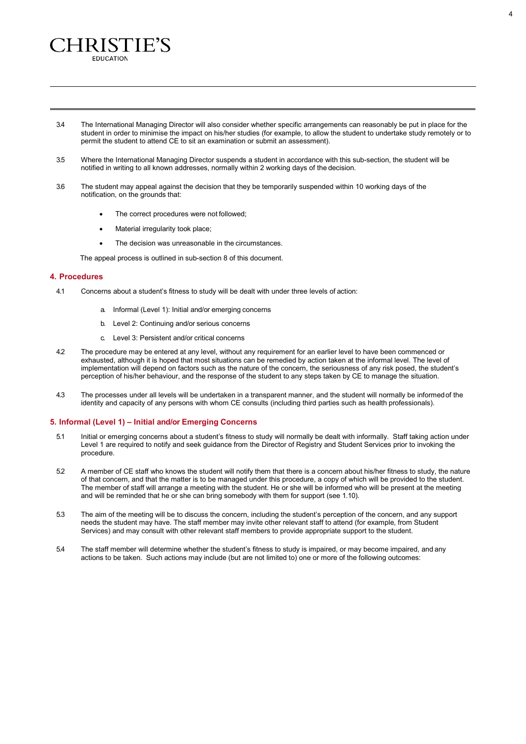3.4 The International Managing Director will also consider whether specific arrangements can reasonably be put in place for the student in order to minimise the impact on his/her studies (for example, to allow the student to undertake study remotely or to permit the student to attend CE to sit an examination or submit an assessment).

3.5 Where the International Managing Director suspends a student in accordance with this sub-section, the student will be notified in writing to all known addresses, normally within 2 working days of the decision.

3.6 The student may appeal against the decision that they be temporarily suspended within 10 working days of the notification, on the grounds that:

- The correct procedures were not followed;
- Material irregularity took place;
- The decision was unreasonable in the circumstances.

The appeal process is outlined in sub-section 8 of this document.

## 4. Procedures

4.1 Concerns about a student's fitness to study will be dealt with under three levels of action:

a. Informal (Level 1): Initial and/or emerging concerns

b. Level 2: Continuing and/or serious concerns

c. Level 3: Persistent and/or critical concerns

4.2 The procedure may be entered at any level, without any requirement for an earlier level to have been commenced or exhausted, although it is hoped that most situations can be remedied by action taken at the informal level. The level of implementation will depend on factors such as the nature of the concern, the seriousness of any risk posed, the student's perception of his/her behaviour, and the response of the student to any steps taken by CE to manage the situation.

4.3 The processes under all levels will be undertaken in a transparent manner, and the student will normally be informed of the identity and capacity of any persons with whom CE consults (including third parties such as health professionals).

## 5. Informal (Level 1) – Initial and/or Emerging Concerns

5.1 Initial or emerging concerns about a student's fitness to study will normally be dealt with informally. Staff taking action under Level 1 are required to notify and seek guidance from the Director of Registry and Student Services prior to invoking the procedure.

5.2 A member of CE staff who knows the student will notify them that there is a concern about his/her fitness to study, the nature of that concern, and that the matter is to be managed under this procedure, a copy of which will be provided to the student. The member of staff will arrange a meeting with the student. He or she will be informed who will be present at the meeting and will be reminded that he or she can bring somebody with them for support (see 1.10).

5.3 The aim of the meeting will be to discuss the concern, including the student's perception of the concern, and any support needs the student may have. The staff member may invite other relevant staff to attend (for example, from Student Services) and may consult with other relevant staff members to provide appropriate support to the student.

5.4 The staff member will determine whether the student's fitness to study is impaired, or may become impaired, and any actions to be taken. Such actions may include (but are not limited to) one or more of the following outcomes: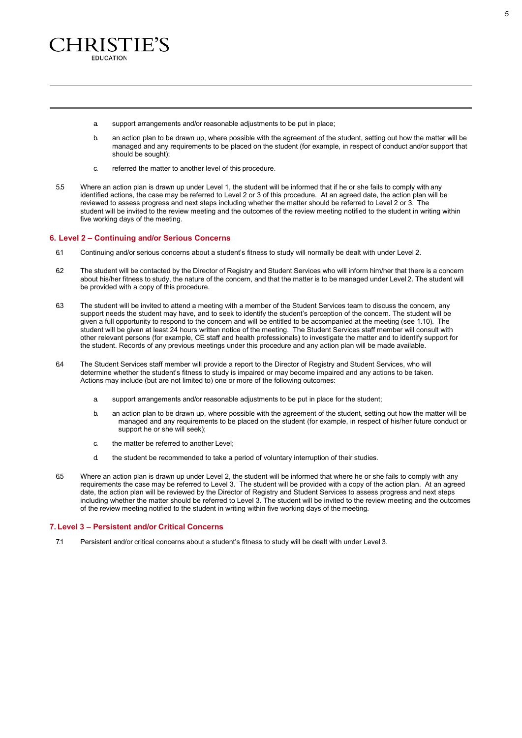a. support arrangements and/or reasonable adjustments to be put in place;

b. an action plan to be drawn up, where possible with the agreement of the student, setting out how the matter will be managed and any requirements to be placed on the student (for example, in respect of conduct and/or support that should be sought);

c. referred the matter to another level of this procedure.

5.5 Where an action plan is drawn up under Level 1, the student will be informed that if he or she fails to comply with any identified actions, the case may be referred to Level 2 or 3 of this procedure. At an agreed date, the action plan will be reviewed to assess progress and next steps including whether the matter should be referred to Level 2 or 3. The student will be invited to the review meeting and the outcomes of the review meeting notified to the student in writing within five working days of the meeting.

## 6. Level 2 – Continuing and/or Serious Concerns

6.1 Continuing and/or serious concerns about a student's fitness to study will normally be dealt with under Level 2.

6.2 The student will be contacted by the Director of Registry and Student Services who will inform him/her that there is a concern about his/her fitness to study, the nature of the concern, and that the matter is to be managed under Level 2. The student will be provided with a copy of this procedure.

6.3 The student will be invited to attend a meeting with a member of the Student Services team to discuss the concern, any support needs the student may have, and to seek to identify the student's perception of the concern. The student will be given a full opportunity to respond to the concern and will be entitled to be accompanied at the meeting (see 1.10). The student will be given at least 24 hours written notice of the meeting. The Student Services staff member will consult with other relevant persons (for example, CE staff and health professionals) to investigate the matter and to identify support for the student. Records of any previous meetings under this procedure and any action plan will be made available.

6.4 The Student Services staff member will provide a report to the Director of Registry and Student Services, who will determine whether the student's fitness to study is impaired or may become impaired and any actions to be taken. Actions may include (but are not limited to) one or more of the following outcomes:

a. support arrangements and/or reasonable adjustments to be put in place for the student;

b. an action plan to be drawn up, where possible with the agreement of the student, setting out how the matter will be managed and any requirements to be placed on the student (for example, in respect of his/her future conduct or support he or she will seek);

c. the matter be referred to another Level;

d. the student be recommended to take a period of voluntary interruption of their studies.

6.5 Where an action plan is drawn up under Level 2, the student will be informed that where he or she fails to comply with any requirements the case may be referred to Level 3. The student will be provided with a copy of the action plan. At an agreed date, the action plan will be reviewed by the Director of Registry and Student Services to assess progress and next steps including whether the matter should be referred to Level 3. The student will be invited to the review meeting and the outcomes of the review meeting notified to the student in writing within five working days of the meeting.

## 7. Level 3 – Persistent and/or Critical Concerns

7.1 Persistent and/or critical concerns about a student's fitness to study will be dealt with under Level 3.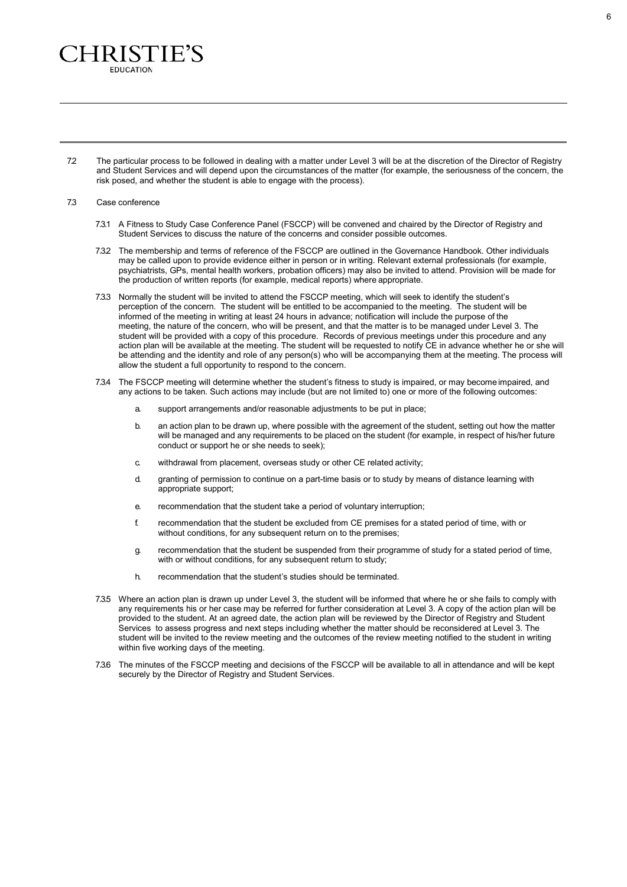7.2 The particular process to be followed in dealing with a matter under Level 3 will be at the discretion of the Director of Registry and Student Services and will depend upon the circumstances of the matter (for example, the seriousness of the concern, the risk posed, and whether the student is able to engage with the process).

7.3 Case conference

7.3.1 A Fitness to Study Case Conference Panel (FSCCP) will be convened and chaired by the Director of Registry and Student Services to discuss the nature of the concerns and consider possible outcomes.

7.3.2 The membership and terms of reference of the FSCCP are outlined in the Governance Handbook. Other individuals may be called upon to provide evidence either in person or in writing. Relevant external professionals (for example, psychiatrists, GPs, mental health workers, probation officers) may also be invited to attend. Provision will be made for the production of written reports (for example, medical reports) where appropriate.

7.3.3 Normally the student will be invited to attend the FSCCP meeting, which will seek to identify the student's perception of the concern. The student will be entitled to be accompanied to the meeting. The student will be informed of the meeting in writing at least 24 hours in advance; notification will include the purpose of the meeting, the nature of the concern, who will be present, and that the matter is to be managed under Level 3. The student will be provided with a copy of this procedure. Records of previous meetings under this procedure and any action plan will be available at the meeting. The student will be requested to notify CE in advance whether he or she will be attending and the identity and role of any person(s) who will be accompanying them at the meeting. The process will allow the student a full opportunity to respond to the concern.

7.3.4 The FSCCP meeting will determine whether the student's fitness to study is impaired, or may become impaired, and any actions to be taken. Such actions may include (but are not limited to) one or more of the following outcomes:

a. support arrangements and/or reasonable adjustments to be put in place;

b. an action plan to be drawn up, where possible with the agreement of the student, setting out how the matter will be managed and any requirements to be placed on the student (for example, in respect of his/her future conduct or support he or she needs to seek);

c. withdrawal from placement, overseas study or other CE related activity;

d. granting of permission to continue on a part-time basis or to study by means of distance learning with appropriate support;

e. recommendation that the student take a period of voluntary interruption;

f. recommendation that the student be excluded from CE premises for a stated period of time, with or without conditions, for any subsequent return on to the premises;

g. recommendation that the student be suspended from their programme of study for a stated period of time, with or without conditions, for any subsequent return to study;

h. recommendation that the student's studies should be terminated.

7.3.5 Where an action plan is drawn up under Level 3, the student will be informed that where he or she fails to comply with any requirements his or her case may be referred for further consideration at Level 3. A copy of the action plan will be provided to the student. At an agreed date, the action plan will be reviewed by the Director of Registry and Student Services to assess progress and next steps including whether the matter should be reconsidered at Level 3. The student will be invited to the review meeting and the outcomes of the review meeting notified to the student in writing within five working days of the meeting.

7.3.6 The minutes of the FSCCP meeting and decisions of the FSCCP will be available to all in attendance and will be kept securely by the Director of Registry and Student Services.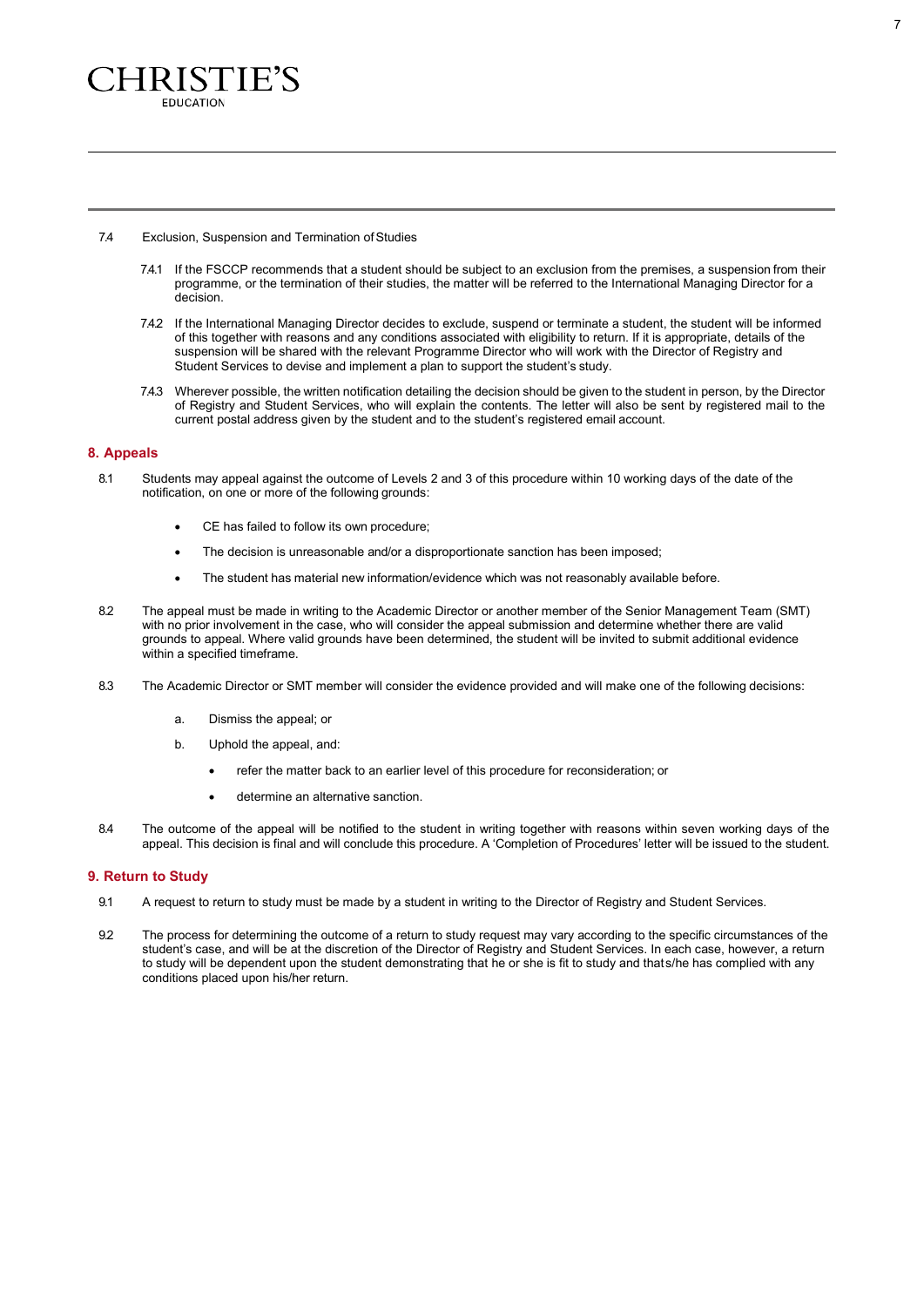7.4 Exclusion, Suspension and Termination of Studies

7.4.1 If the FSCCP recommends that a student should be subject to an exclusion from the premises, a suspension from their programme, or the termination of their studies, the matter will be referred to the International Managing Director for a decision.

7.4.2 If the International Managing Director decides to exclude, suspend or terminate a student, the student will be informed of this together with reasons and any conditions associated with eligibility to return. If it is appropriate, details of the suspension will be shared with the relevant Programme Director who will work with the Director of Registry and Student Services to devise and implement a plan to support the student's study.

7.4.3 Wherever possible, the written notification detailing the decision should be given to the student in person, by the Director of Registry and Student Services, who will explain the contents. The letter will also be sent by registered mail to the current postal address given by the student and to the student's registered email account.

## 8. Appeals

8.1 Students may appeal against the outcome of Levels 2 and 3 of this procedure within 10 working days of the date of the notification, on one or more of the following grounds:

- CE has failed to follow its own procedure;
- The decision is unreasonable and/or a disproportionate sanction has been imposed;
- The student has material new information/evidence which was not reasonably available before.

8.2 The appeal must be made in writing to the Academic Director or another member of the Senior Management Team (SMT) with no prior involvement in the case, who will consider the appeal submission and determine whether there are valid grounds to appeal. Where valid grounds have been determined, the student will be invited to submit additional evidence within a specified timeframe.

8.3 The Academic Director or SMT member will consider the evidence provided and will make one of the following decisions:

a. Dismiss the appeal; or

b. Uphold the appeal, and:

- refer the matter back to an earlier level of this procedure for reconsideration; or
- determine an alternative sanction.

8.4 The outcome of the appeal will be notified to the student in writing together with reasons within seven working days of the appeal. This decision is final and will conclude this procedure. A 'Completion of Procedures' letter will be issued to the student.

## 9. Return to Study

9.1 A request to return to study must be made by a student in writing to the Director of Registry and Student Services.

9.2 The process for determining the outcome of a return to study request may vary according to the specific circumstances of the student's case, and will be at the discretion of the Director of Registry and Student Services. In each case, however, a return to study will be dependent upon the student demonstrating that he or she is fit to study and thats/he has complied with any conditions placed upon his/her return.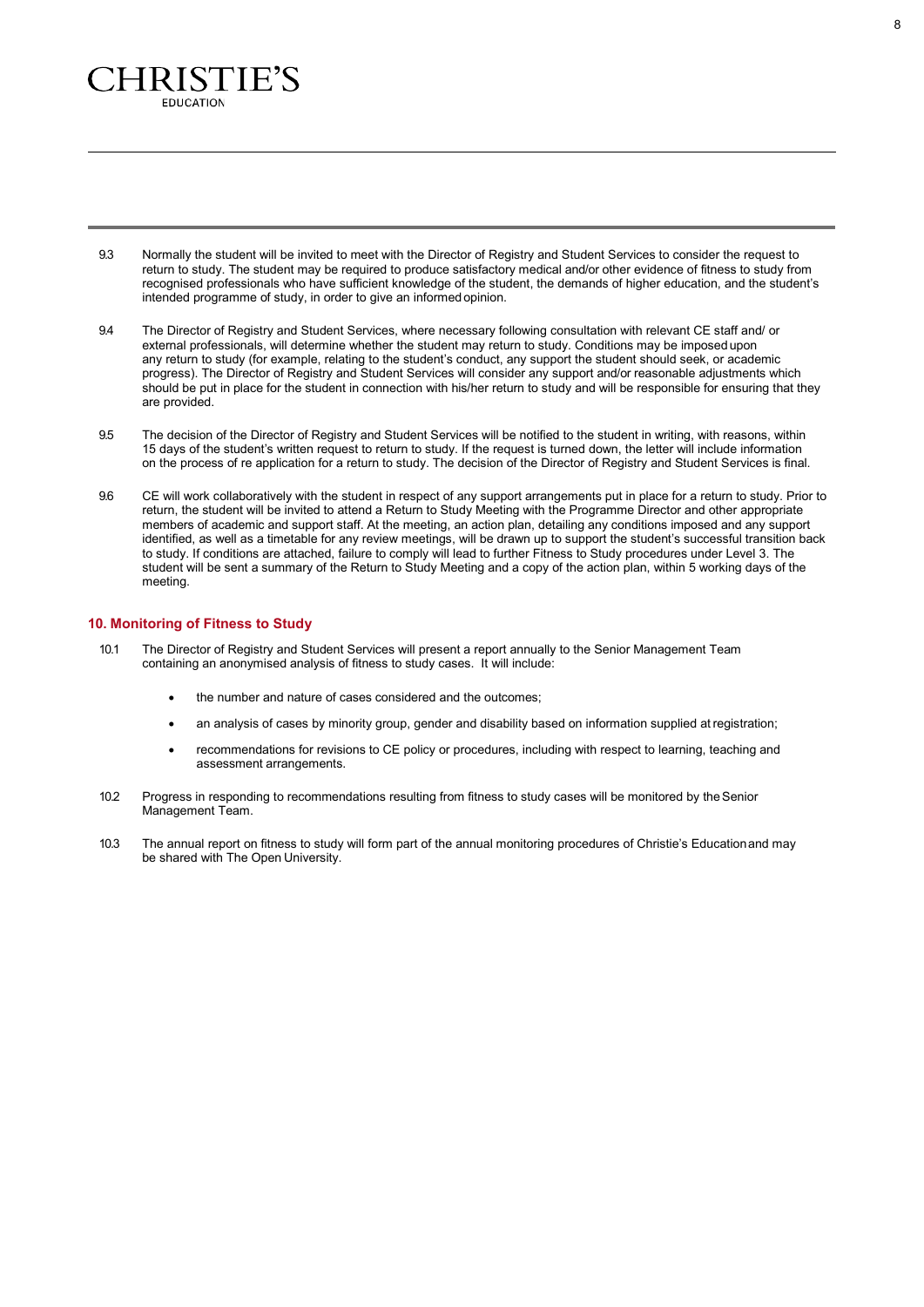9.3 Normally the student will be invited to meet with the Director of Registry and Student Services to consider the request to return to study. The student may be required to produce satisfactory medical and/or other evidence of fitness to study from recognised professionals who have sufficient knowledge of the student, the demands of higher education, and the student's intended programme of study, in order to give an informed opinion.

9.4 The Director of Registry and Student Services, where necessary following consultation with relevant CE staff and/ or external professionals, will determine whether the student may return to study. Conditions may be imposed upon any return to study (for example, relating to the student's conduct, any support the student should seek, or academic progress). The Director of Registry and Student Services will consider any support and/or reasonable adjustments which should be put in place for the student in connection with his/her return to study and will be responsible for ensuring that they are provided.

9.5 The decision of the Director of Registry and Student Services will be notified to the student in writing, with reasons, within 15 days of the student's written request to return to study. If the request is turned down, the letter will include information on the process of re application for a return to study. The decision of the Director of Registry and Student Services is final.

9.6 CE will work collaboratively with the student in respect of any support arrangements put in place for a return to study. Prior to return, the student will be invited to attend a Return to Study Meeting with the Programme Director and other appropriate members of academic and support staff. At the meeting, an action plan, detailing any conditions imposed and any support identified, as well as a timetable for any review meetings, will be drawn up to support the student's successful transition back to study. If conditions are attached, failure to comply will lead to further Fitness to Study procedures under Level 3. The student will be sent a summary of the Return to Study Meeting and a copy of the action plan, within 5 working days of the meeting.

## 10. Monitoring of Fitness to Study

10.1 The Director of Registry and Student Services will present a report annually to the Senior Management Team containing an anonymised analysis of fitness to study cases. It will include:

- the number and nature of cases considered and the outcomes;
- an analysis of cases by minority group, gender and disability based on information supplied at registration;
- recommendations for revisions to CE policy or procedures, including with respect to learning, teaching and assessment arrangements.

10.2 Progress in responding to recommendations resulting from fitness to study cases will be monitored by the Senior Management Team.

10.3 The annual report on fitness to study will form part of the annual monitoring procedures of Christie's Education and may be shared with The Open University.